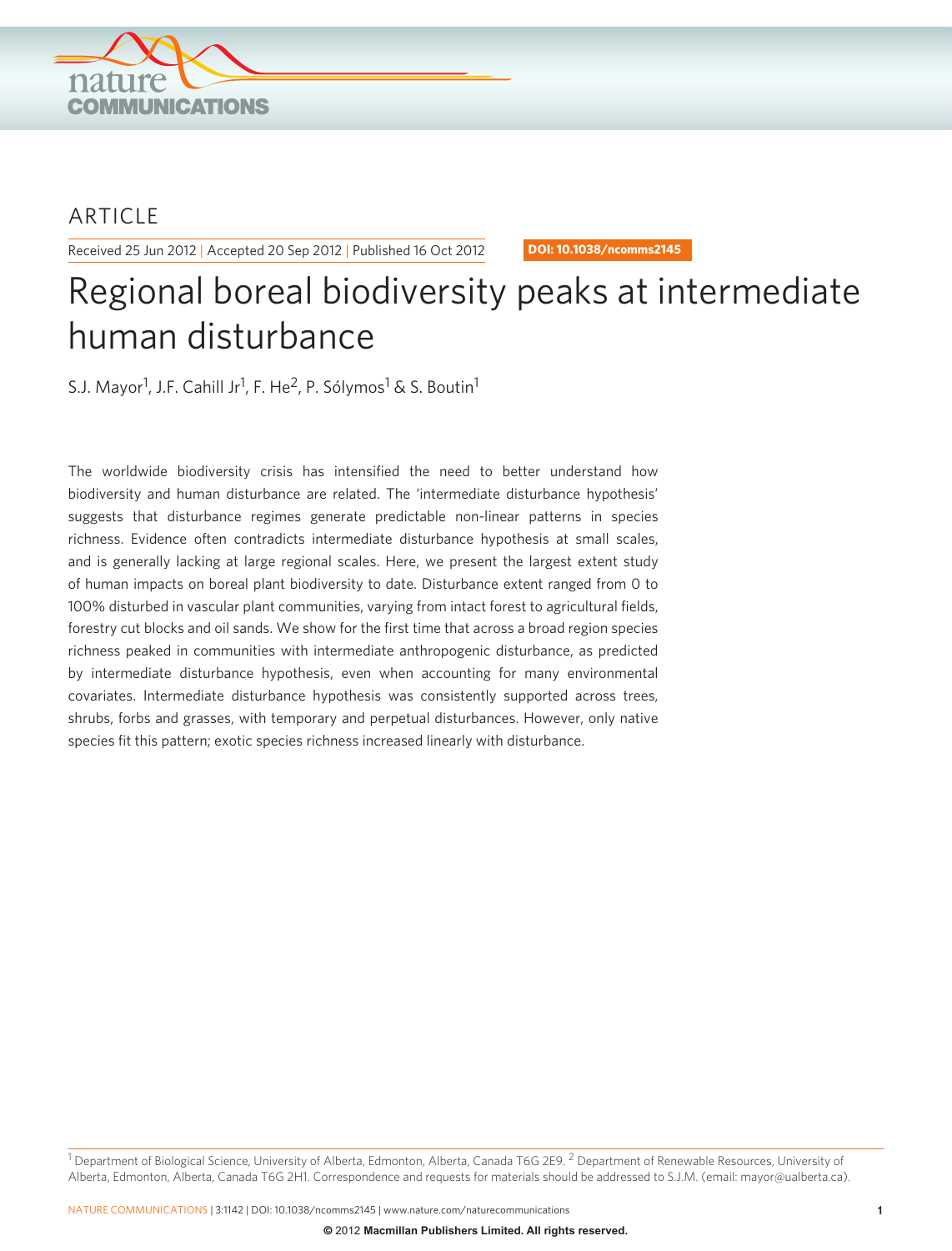ARTICLE

Received 25 Jun 2012 | Accepted 20 Sep 2012 | Published 16 Oct 2012

DOI: 10.1038/ncomms2145

# Regional boreal biodiversity peaks at intermediate human disturbance

S.J. Mayor[1], J.F. Cahill Jr[1], F. He[2], P. Sólymos[1] & S. Boutin[1]

The worldwide biodiversity crisis has intensified the need to better understand how biodiversity and human disturbance are related. The 'intermediate disturbance hypothesis' suggests that disturbance regimes generate predictable non-linear patterns in species richness. Evidence often contradicts intermediate disturbance hypothesis at small scales, and is generally lacking at large regional scales. Here, we present the largest extent study of human impacts on boreal plant biodiversity to date. Disturbance extent ranged from 0 to 100% disturbed in vascular plant communities, varying from intact forest to agricultural fields, forestry cut blocks and oil sands. We show for the first time that across a broad region species richness peaked in communities with intermediate anthropogenic disturbance, as predicted by intermediate disturbance hypothesis, even when accounting for many environmental covariates. Intermediate disturbance hypothesis was consistently supported across trees, shrubs, forbs and grasses, with temporary and perpetual disturbances. However, only native species fit this pattern; exotic species richness increased linearly with disturbance.

[1] Department of Biological Science, University of Alberta, Edmonton, Alberta, Canada T6G 2E9. [2] Department of Renewable Resources, University of Alberta, Edmonton, Alberta, Canada T6G 2H1. Correspondence and requests for materials should be addressed to S.J.M. (email: mayor@ualberta.ca).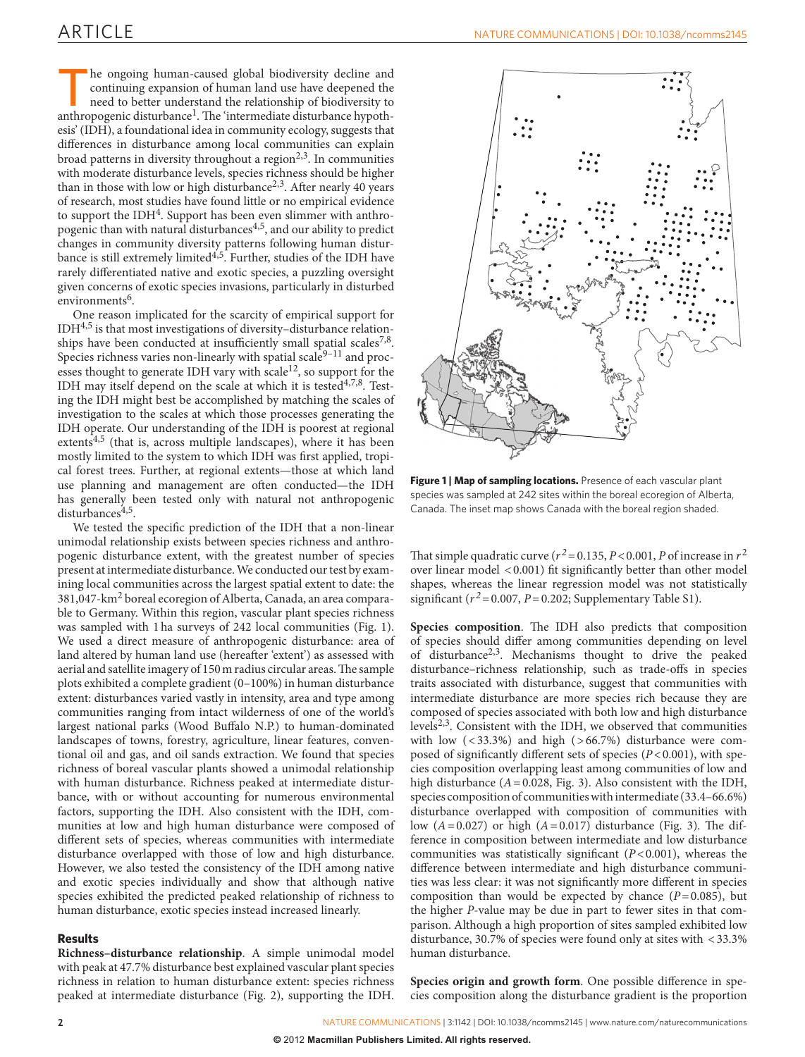The ongoing human-caused global biodiversity decline and continuing expansion of human land use have deepened the need to better understand the relationship of biodiversity to anthropogenic disturbance[1]. The 'intermediate disturbance hypothesis' (IDH), a foundational idea in community ecology, suggests that differences in disturbance among local communities can explain broad patterns in diversity throughout a region[2,3]. In communities with moderate disturbance levels, species richness should be higher than in those with low or high disturbance[2,3]. After nearly 40 years of research, most studies have found little or no empirical evidence to support the IDH[4]. Support has been even slimmer with anthropogenic than with natural disturbances[4,5], and our ability to predict changes in community diversity patterns following human disturbance is still extremely limited[4,5]. Further, studies of the IDH have rarely differentiated native and exotic species, a puzzling oversight given concerns of exotic species invasions, particularly in disturbed environments[6].

One reason implicated for the scarcity of empirical support for IDH[4,5] is that most investigations of diversity–disturbance relationships have been conducted at insufficiently small spatial scales[7,8]. Species richness varies non-linearly with spatial scale[9–11] and processes thought to generate IDH vary with scale[12], so support for the IDH may itself depend on the scale at which it is tested[4,7,8]. Testing the IDH might best be accomplished by matching the scales of investigation to the scales at which those processes generating the IDH operate. Our understanding of the IDH is poorest at regional extents[4,5] (that is, across multiple landscapes), where it has been mostly limited to the system to which IDH was first applied, tropical forest trees. Further, at regional extents—those at which land use planning and management are often conducted—the IDH has generally been tested only with natural not anthropogenic disturbances[4,5].

We tested the specific prediction of the IDH that a non-linear unimodal relationship exists between species richness and anthropogenic disturbance extent, with the greatest number of species present at intermediate disturbance. We conducted our test by examining local communities across the largest spatial extent to date: the 381,047-km$^2$ boreal ecoregion of Alberta, Canada, an area comparable to Germany. Within this region, vascular plant species richness was sampled with 1 ha surveys of 242 local communities (Fig. 1). We used a direct measure of anthropogenic disturbance: area of land altered by human land use (hereafter 'extent') as assessed with aerial and satellite imagery of 150 m radius circular areas. The sample plots exhibited a complete gradient (0–100%) in human disturbance extent: disturbances varied vastly in intensity, area and type among communities ranging from intact wilderness of one of the world's largest national parks (Wood Buffalo N.P.) to human-dominated landscapes of towns, forestry, agriculture, linear features, conventional oil and gas, and oil sands extraction. We found that species richness of boreal vascular plants showed a unimodal relationship with human disturbance. Richness peaked at intermediate disturbance, with or without accounting for numerous environmental factors, supporting the IDH. Also consistent with the IDH, communities at low and high human disturbance were composed of different sets of species, whereas communities with intermediate disturbance overlapped with those of low and high disturbance. However, we also tested the consistency of the IDH among native and exotic species individually and show that although native species exhibited the predicted peaked relationship of richness to human disturbance, exotic species instead increased linearly.

**Figure 1 | Map of sampling locations.** Presence of each vascular plant species was sampled at 242 sites within the boreal ecoregion of Alberta, Canada. The inset map shows Canada with the boreal region shaded.

## Results

**Richness–disturbance relationship**. A simple unimodal model with peak at 47.7% disturbance best explained vascular plant species richness in relation to human disturbance extent: species richness peaked at intermediate disturbance (Fig. 2), supporting the IDH. That simple quadratic curve ($r^2 = 0.135$, $P < 0.001$, $P$ of increase in $r^2$ over linear model $< 0.001$) fit significantly better than other model shapes, whereas the linear regression model was not statistically significant ($r^2 = 0.007$, $P = 0.202$; Supplementary Table S1).

**Species composition**. The IDH also predicts that composition of species should differ among communities depending on level of disturbance[2,3]. Mechanisms thought to drive the peaked disturbance–richness relationship, such as trade-offs in species traits associated with disturbance, suggest that communities with intermediate disturbance are more species rich because they are composed of species associated with both low and high disturbance levels[2,3]. Consistent with the IDH, we observed that communities with low ($<33.3\%$) and high ($>66.7\%$) disturbance were composed of significantly different sets of species ($P < 0.001$), with species composition overlapping least among communities of low and high disturbance ($A = 0.028$, Fig. 3). Also consistent with the IDH, species composition of communities with intermediate (33.4–66.6%) disturbance overlapped with composition of communities with low ($A = 0.027$) or high ($A = 0.017$) disturbance (Fig. 3). The difference in composition between intermediate and low disturbance communities was statistically significant ($P < 0.001$), whereas the difference between intermediate and high disturbance communities was less clear: it was not significantly more different in species composition than would be expected by chance ($P = 0.085$), but the higher $P$-value may be due in part to fewer sites in that comparison. Although a high proportion of sites sampled exhibited low disturbance, 30.7% of species were found only at sites with $<33.3\%$ human disturbance.

**Species origin and growth form**. One possible difference in species composition along the disturbance gradient is the proportion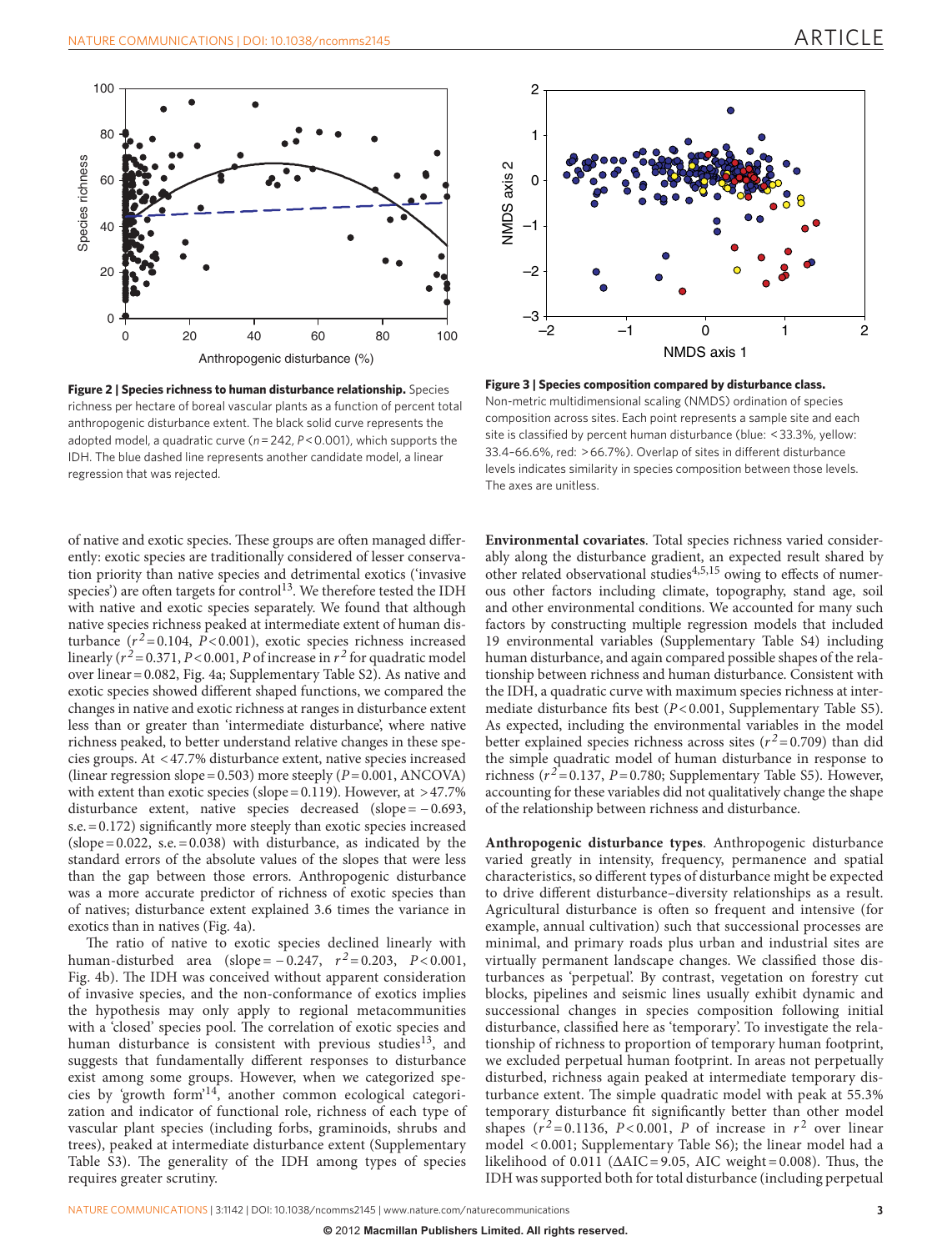**Figure 2 | Species richness to human disturbance relationship.** Species richness per hectare of boreal vascular plants as a function of percent total anthropogenic disturbance extent. The black solid curve represents the adopted model, a quadratic curve ($n = 242$, $P < 0.001$), which supports the IDH. The blue dashed line represents another candidate model, a linear regression that was rejected.

**Figure 3 | Species composition compared by disturbance class.** Non-metric multidimensional scaling (NMDS) ordination of species composition across sites. Each point represents a sample site and each site is classified by percent human disturbance (blue: <33.3%, yellow: 33.4–66.6%, red: >66.7%). Overlap of sites in different disturbance levels indicates similarity in species composition between those levels. The axes are unitless.

of native and exotic species. These groups are often managed differently: exotic species are traditionally considered of lesser conservation priority than native species and detrimental exotics ('invasive species') are often targets for control[13]. We therefore tested the IDH with native and exotic species separately. We found that although native species richness peaked at intermediate extent of human disturbance ($r^2 = 0.104$, $P < 0.001$), exotic species richness increased linearly ($r^2 = 0.371$, $P < 0.001$, $P$ of increase in $r^2$ for quadratic model over linear = 0.082, Fig. 4a; Supplementary Table S2). As native and exotic species showed different shaped functions, we compared the changes in native and exotic richness at ranges in disturbance extent less than or greater than 'intermediate disturbance', where native richness peaked, to better understand relative changes in these species groups. At <47.7% disturbance extent, native species increased (linear regression slope = 0.503) more steeply ($P = 0.001$, ANCOVA) with extent than exotic species (slope = 0.119). However, at >47.7% disturbance extent, native species decreased (slope = −0.693, s.e. = 0.172) significantly more steeply than exotic species increased (slope = 0.022, s.e. = 0.038) with disturbance, as indicated by the standard errors of the absolute values of the slopes that were less than the gap between those errors. Anthropogenic disturbance was a more accurate predictor of richness of exotic species than of natives; disturbance extent explained 3.6 times the variance in exotics than in natives (Fig. 4a).

The ratio of native to exotic species declined linearly with human-disturbed area (slope = −0.247, $r^2 = 0.203$, $P < 0.001$, Fig. 4b). The IDH was conceived without apparent consideration of invasive species, and the non-conformance of exotics implies the hypothesis may only apply to regional metacommunities with a 'closed' species pool. The correlation of exotic species and human disturbance is consistent with previous studies[13], and suggests that fundamentally different responses to disturbance exist among some groups. However, when we categorized species by 'growth form'[14], another common ecological categorization and indicator of functional role, richness of each type of vascular plant species (including forbs, graminoids, shrubs and trees), peaked at intermediate disturbance extent (Supplementary Table S3). The generality of the IDH among types of species requires greater scrutiny.

**Environmental covariates**. Total species richness varied considerably along the disturbance gradient, an expected result shared by other related observational studies[4,5,15] owing to effects of numerous other factors including climate, topography, stand age, soil and other environmental conditions. We accounted for many such factors by constructing multiple regression models that included 19 environmental variables (Supplementary Table S4) including human disturbance, and again compared possible shapes of the relationship between richness and human disturbance. Consistent with the IDH, a quadratic curve with maximum species richness at intermediate disturbance fits best ($P < 0.001$, Supplementary Table S5). As expected, including the environmental variables in the model better explained species richness across sites ($r^2 = 0.709$) than did the simple quadratic model of human disturbance in response to richness ($r^2 = 0.137$, $P = 0.780$; Supplementary Table S5). However, accounting for these variables did not qualitatively change the shape of the relationship between richness and disturbance.

**Anthropogenic disturbance types**. Anthropogenic disturbance varied greatly in intensity, frequency, permanence and spatial characteristics, so different types of disturbance might be expected to drive different disturbance–diversity relationships as a result. Agricultural disturbance is often so frequent and intensive (for example, annual cultivation) such that successional processes are minimal, and primary roads plus urban and industrial sites are virtually permanent landscape changes. We classified those disturbances as 'perpetual'. By contrast, vegetation on forestry cut blocks, pipelines and seismic lines usually exhibit dynamic and successional changes in species composition following initial disturbance, classified here as 'temporary'. To investigate the relationship of richness to proportion of temporary human footprint, we excluded perpetual human footprint. In areas not perpetually disturbed, richness again peaked at intermediate temporary disturbance extent. The simple quadratic model with peak at 55.3% temporary disturbance fit significantly better than other model shapes ($r^2 = 0.1136$, $P < 0.001$, $P$ of increase in $r^2$ over linear model <0.001; Supplementary Table S6); the linear model had a likelihood of 0.011 (ΔAIC = 9.05, AIC weight = 0.008). Thus, the IDH was supported both for total disturbance (including perpetual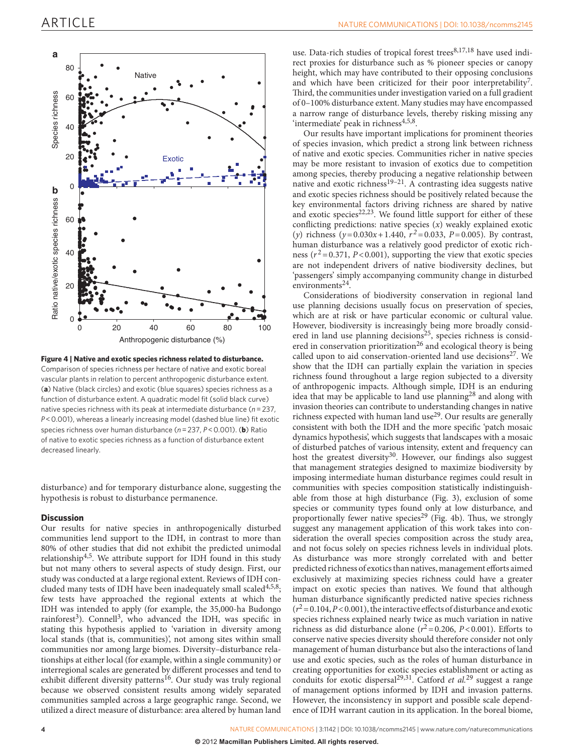**Figure 4 | Native and exotic species richness related to disturbance.** Comparison of species richness per hectare of native and exotic boreal vascular plants in relation to percent anthropogenic disturbance extent. (**a**) Native (black circles) and exotic (blue squares) species richness as a function of disturbance extent. A quadratic model fit (solid black curve) native species richness with its peak at intermediate disturbance ($n$ = 237, $P$ < 0.001), whereas a linearly increasing model (dashed blue line) fit exotic species richness over human disturbance ($n$ = 237, $P$ < 0.001). (**b**) Ratio of native to exotic species richness as a function of disturbance extent decreased linearly.

disturbance) and for temporary disturbance alone, suggesting the hypothesis is robust to disturbance permanence.

## Discussion

Our results for native species in anthropogenically disturbed communities lend support to the IDH, in contrast to more than 80% of other studies that did not exhibit the predicted unimodal relationship[4,5]. We attribute support for IDH found in this study but not many others to several aspects of study design. First, our study was conducted at a large regional extent. Reviews of IDH concluded many tests of IDH have been inadequately small scaled[4,5,8]; few tests have approached the regional extents at which the IDH was intended to apply (for example, the 35,000-ha Budongo rainforest[3]). Connell[3], who advanced the IDH, was specific in stating this hypothesis applied to 'variation in diversity among local stands (that is, communities)', not among sites within small communities nor among large biomes. Diversity–disturbance relationships at either local (for example, within a single community) or interregional scales are generated by different processes and tend to exhibit different diversity patterns[16]. Our study was truly regional because we observed consistent results among widely separated communities sampled across a large geographic range. Second, we utilized a direct measure of disturbance: area altered by human land use. Data-rich studies of tropical forest trees[8,17,18] have used indirect proxies for disturbance such as % pioneer species or canopy height, which may have contributed to their opposing conclusions and which have been criticized for their poor interpretability[7]. Third, the communities under investigation varied on a full gradient of 0–100% disturbance extent. Many studies may have encompassed a narrow range of disturbance levels, thereby risking missing any 'intermediate' peak in richness[4,5,8].

Our results have important implications for prominent theories of species invasion, which predict a strong link between richness of native and exotic species. Communities richer in native species may be more resistant to invasion of exotics due to competition among species, thereby producing a negative relationship between native and exotic richness[19–21]. A contrasting idea suggests native and exotic species richness should be positively related because the key environmental factors driving richness are shared by native and exotic species[22,23]. We found little support for either of these conflicting predictions: native species ($x$) weakly explained exotic ($y$) richness ($y = 0.030x + 1.440$, $r^2 = 0.033$, $P = 0.005$). By contrast, human disturbance was a relatively good predictor of exotic richness ($r^2 = 0.371$, $P < 0.001$), supporting the view that exotic species are not independent drivers of native biodiversity declines, but 'passengers' simply accompanying community change in disturbed environments[24].

Considerations of biodiversity conservation in regional land use planning decisions usually focus on preservation of species, which are at risk or have particular economic or cultural value. However, biodiversity is increasingly being more broadly considered in land use planning decisions[25], species richness is considered in conservation prioritization[26] and ecological theory is being called upon to aid conservation-oriented land use decisions[27]. We show that the IDH can partially explain the variation in species richness found throughout a large region subjected to a diversity of anthropogenic impacts. Although simple, IDH is an enduring idea that may be applicable to land use planning[28] and along with invasion theories can contribute to understanding changes in native richness expected with human land use[29]. Our results are generally consistent with both the IDH and the more specific 'patch mosaic dynamics hypothesis', which suggests that landscapes with a mosaic of disturbed patches of various intensity, extent and frequency can host the greatest diversity[30]. However, our findings also suggest that management strategies designed to maximize biodiversity by imposing intermediate human disturbance regimes could result in communities with species composition statistically indistinguishable from those at high disturbance (Fig. 3), exclusion of some species or community types found only at low disturbance, and proportionally fewer native species[29] (Fig. 4b). Thus, we strongly suggest any management application of this work takes into consideration the overall species composition across the study area, and not focus solely on species richness levels in individual plots. As disturbance was more strongly correlated with and better predicted richness of exotics than natives, management efforts aimed exclusively at maximizing species richness could have a greater impact on exotic species than natives. We found that although human disturbance significantly predicted native species richness ($r^2 = 0.104$, $P < 0.001$), the interactive effects of disturbance and exotic species richness explained nearly twice as much variation in native richness as did disturbance alone ($r^2 = 0.206$, $P < 0.001$). Efforts to conserve native species diversity should therefore consider not only management of human disturbance but also the interactions of land use and exotic species, such as the roles of human disturbance in creating opportunities for exotic species establishment or acting as conduits for exotic dispersal[29,31]. Catford *et al.*[29] suggest a range of management options informed by IDH and invasion patterns. However, the inconsistency in support and possible scale dependence of IDH warrant caution in its application. In the boreal biome,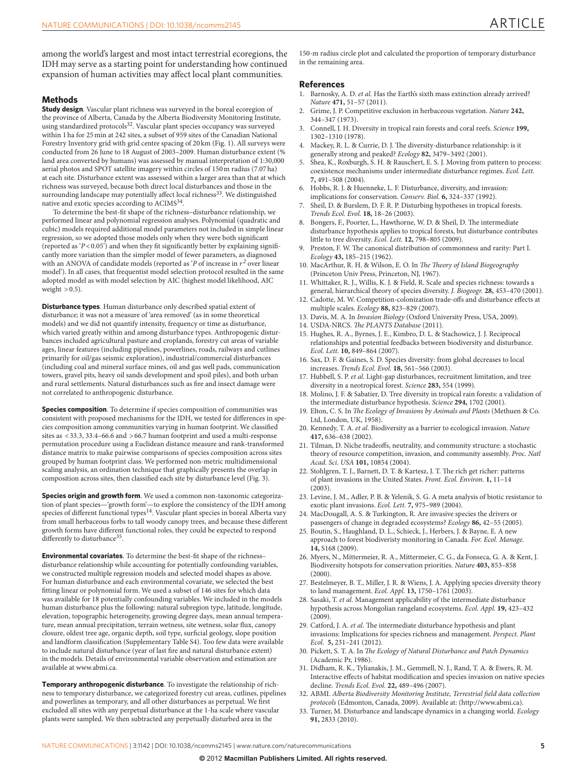among the world's largest and most intact terrestrial ecoregions, the IDH may serve as a starting point for understanding how continued expansion of human activities may affect local plant communities.

## Methods

**Study design**. Vascular plant richness was surveyed in the boreal ecoregion of the province of Alberta, Canada by the Alberta Biodiversity Monitoring Institute, using standardized protocols[32]. Vascular plant species occupancy was surveyed within 1 ha for 25 min at 242 sites, a subset of 959 sites of the Canadian National Forestry Inventory grid with grid centre spacing of 20 km (Fig. 1). All surveys were conducted from 26 June to 18 August of 2003–2009. Human disturbance extent (% land area converted by humans) was assessed by manual interpretation of 1:30,000 aerial photos and SPOT satellite imagery within circles of 150 m radius (7.07 ha) at each site. Disturbance extent was assessed within a larger area than that at which richness was surveyed, because both direct local disturbances and those in the surrounding landscape may potentially affect local richness[33]. We distinguished native and exotic species according to ACIMS[34].

To determine the best-fit shape of the richness–disturbance relationship, we performed linear and polynomial regression analyses. Polynomial (quadratic and cubic) models required additional model parameters not included in simple linear regression, so we adopted those models only when they were both significant (reported as '$P < 0.05$') and when they fit significantly better by explaining significantly more variation than the simpler model of fewer parameters, as diagnosed with an ANOVA of candidate models (reported as '$P$ of increase in $r^2$ over linear model'). In all cases, that frequentist model selection protocol resulted in the same adopted model as with model selection by AIC (highest model likelihood, AIC weight $>0.5$).

**Disturbance types**. Human disturbance only described spatial extent of disturbance; it was not a measure of 'area removed' (as in some theoretical models) and we did not quantify intensity, frequency or time as disturbance, which varied greatly within and among disturbance types. Anthropogenic disturbances included agricultural pasture and croplands, forestry cut areas of variable ages, linear features (including pipelines, powerlines, roads, railways and cutlines primarily for oil/gas seismic exploration), industrial/commercial disturbances (including coal and mineral surface mines, oil and gas well pads, communication towers, gravel pits, heavy oil sands development and spoil piles), and both urban and rural settlements. Natural disturbances such as fire and insect damage were not correlated to anthropogenic disturbance.

**Species composition**. To determine if species composition of communities was consistent with proposed mechanisms for the IDH, we tested for differences in species composition among communities varying in human footprint. We classified sites as $<33.3$, 33.4–66.6 and $>66.7$ human footprint and used a multi-response permutation procedure using a Euclidean distance measure and rank-transformed distance matrix to make pairwise comparisons of species composition across sites grouped by human footprint class. We performed non-metric multidimensional scaling analysis, an ordination technique that graphically presents the overlap in composition across sites, then classified each site by disturbance level (Fig. 3).

**Species origin and growth form**. We used a common non-taxonomic categorization of plant species—'growth form'—to explore the consistency of the IDH among species of different functional types[14]. Vascular plant species in boreal Alberta vary from small herbaceous forbs to tall woody canopy trees, and because these different growth forms have different functional roles, they could be expected to respond differently to disturbance[35].

**Environmental covariates**. To determine the best-fit shape of the richness–disturbance relationship while accounting for potentially confounding variables, we constructed multiple regression models and selected model shapes as above. For human disturbance and each environmental covariate, we selected the best fitting linear or polynomial form. We used a subset of 146 sites for which data was available for 18 potentially confounding variables. We included in the models human disturbance plus the following: natural subregion type, latitude, longitude, elevation, topographic heterogeneity, growing degree days, mean annual temperature, mean annual precipitation, terrain wetness, site wetness, solar flux, canopy closure, oldest tree age, organic depth, soil type, surficial geology, slope position and landform classification (Supplementary Table S4). Too few data were available to include natural disturbance (year of last fire and natural disturbance extent) in the models. Details of environmental variable observation and estimation are available at www.abmi.ca.

**Temporary anthropogenic disturbance**. To investigate the relationship of richness to temporary disturbance, we categorized forestry cut areas, cutlines, pipelines and powerlines as temporary, and all other disturbances as perpetual. We first excluded all sites with any perpetual disturbance at the 1-ha scale where vascular plants were sampled. We then subtracted any perpetually disturbed area in the 150-m radius circle plot and calculated the proportion of temporary disturbance in the remaining area.

## References

1. Barnosky, A. D. *et al.* Has the Earth's sixth mass extinction already arrived? *Nature* **471,** 51–57 (2011).
2. Grime, J. P. Competitive exclusion in herbaceous vegetation. *Nature* **242,** 344–347 (1973).
3. Connell, J. H. Diversity in tropical rain forests and coral reefs. *Science* **199,** 1302–1310 (1978).
4. Mackey, R. L. & Currie, D. J. The diversity-disturbance relationship: is it generally strong and peaked? *Ecology* **82,** 3479–3492 (2001).
5. Shea, K., Roxburgh, S. H. & Rauschert, E. S. J. Moving from pattern to process: coexistence mechanisms under intermediate disturbance regimes. *Ecol. Lett.* **7,** 491–508 (2004).
6. Hobbs, R. J. & Huenneke, L. F. Disturbance, diversity, and invasion: implications for conservation. *Conserv. Biol.* **6,** 324–337 (1992).
7. Sheil, D. & Burslem, D. F. R. P. Disturbing hypotheses in tropical forests. *Trends Ecol. Evol.* **18,** 18–26 (2003).
8. Bongers, F., Poorter, L., Hawthorne, W. D. & Sheil, D. The intermediate disturbance hypothesis applies to tropical forests, but disturbance contributes little to tree diversity. *Ecol. Lett.* **12,** 798–805 (2009).
9. Preston, F. W. The canonical distribution of commonness and rarity: Part I. *Ecology* **43,** 185–215 (1962).
10. MacArthur, R. H. & Wilson, E. O. In *The Theory of Island Biogeography* (Princeton Univ Press, Princeton, NJ, 1967).
11. Whittaker, R. J., Willis, K. J. & Field, R. Scale and species richness: towards a general, hierarchical theory of species diversity. *J. Biogeogr.* **28,** 453–470 (2001).
12. Cadotte, M. W. Competition-colonization trade-offs and disturbance effects at multiple scales. *Ecology* **88,** 823–829 (2007).
13. Davis, M. A. In *Invasion Biology* (Oxford University Press, USA, 2009).
14. USDA-NRCS. *The PLANTS Database* (2011).
15. Hughes, R. A., Byrnes, J. E., Kimbro, D. L. & Stachowicz, J. J. Reciprocal relationships and potential feedbacks between biodiversity and disturbance. *Ecol. Lett.* **10,** 849–864 (2007).
16. Sax, D. F. & Gaines, S. D. Species diversity: from global decreases to local increases. *Trends Ecol. Evol.* **18,** 561–566 (2003).
17. Hubbell, S. P. *et al.* Light-gap disturbances, recruitment limitation, and tree diversity in a neotropical forest. *Science* **283,** 554 (1999).
18. Molino, J. F. & Sabatier, D. Tree diversity in tropical rain forests: a validation of the intermediate disturbance hypothesis. *Science* **294,** 1702 (2001).
19. Elton, C. S. In *The Ecology of Invasions by Animals and Plants* (Methuen & Co. Ltd, London, UK, 1958).
20. Kennedy, T. A. *et al.* Biodiversity as a barrier to ecological invasion. *Nature* **417,** 636–638 (2002).
21. Tilman, D. Niche tradeoffs, neutrality, and community structure: a stochastic theory of resource competition, invasion, and community assembly. *Proc. Natl Acad. Sci. USA* **101,** 10854 (2004).
22. Stohlgren, T. J., Barnett, D. T. & Kartesz, J. T. The rich get richer: patterns of plant invasions in the United States. *Front. Ecol. Environ.* **1,** 11–14 (2003).
23. Levine, J. M., Adler, P. B. & Yelenik, S. G. A meta analysis of biotic resistance to exotic plant invasions. *Ecol. Lett.* **7,** 975–989 (2004).
24. MacDougall, A. S. & Turkington, R. Are invasive species the drivers or passengers of change in degraded ecosystems? *Ecology* **86,** 42–55 (2005).
25. Boutin, S., Haughland, D. L., Schieck, J., Herbers, J. & Bayne, E. A new approach to forest biodiveristy monitoring in Canada. *For. Ecol. Manage.* **14,** S168 (2009).
26. Myers, N., Mittermeier, R. A., Mittermeier, C. G., da Fonseca, G. A. & Kent, J. Biodiversity hotspots for conservation priorities. *Nature* **403,** 853–858 (2000).
27. Bestelmeyer, B. T., Miller, J. R. & Wiens, J. A. Applying species diversity theory to land management. *Ecol. Appl.* **13,** 1750–1761 (2003).
28. Sasaki, T. *et al.* Management applicability of the intermediate disturbance hypothesis across Mongolian rangeland ecosystems. *Ecol. Appl.* **19,** 423–432 (2009).
29. Catford, J. A. *et al.* The intermediate disturbance hypothesis and plant invasions: Implications for species richness and management. *Perspect. Plant Ecol.* **5,** 231–241 (2012).
30. Pickett, S. T. A. In *The Ecology of Natural Disturbance and Patch Dynamics* (Academic Pr, 1986).
31. Didham, R. K., Tylianakis, J. M., Gemmell, N. J., Rand, T. A. & Ewers, R. M. Interactive effects of habitat modification and species invasion on native species decline. *Trends Ecol. Evol.* **22,** 489–496 (2007).
32. ABMI. *Alberta Biodiversity Monitoring Institute, Terrestrial field data collection protocols* (Edmonton, Canada, 2009). Available at: (http://www.abmi.ca).
33. Turner, M. Disturbance and landscape dynamics in a changing world. *Ecology* **91,** 2833 (2010).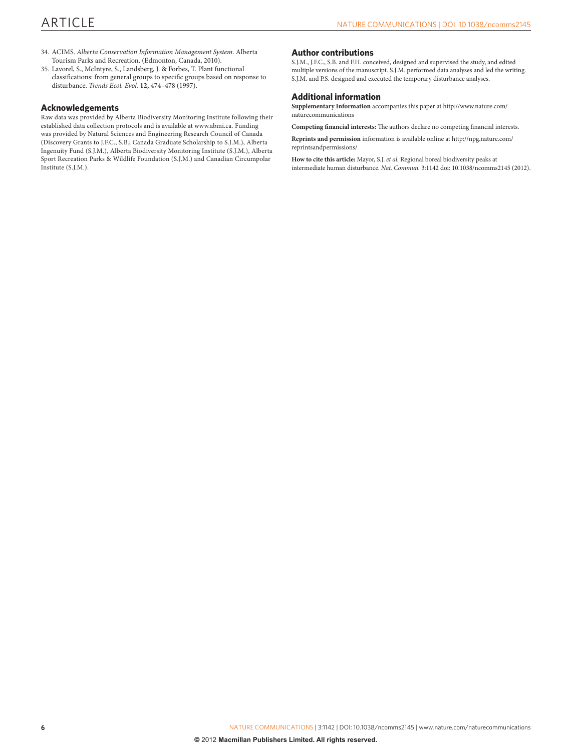34. ACIMS. *Alberta Conservation Information Management System*. Alberta Tourism Parks and Recreation. (Edmonton, Canada, 2010).
35. Lavorel, S., McIntyre, S., Landsberg, J. & Forbes, T. Plant functional classifications: from general groups to specific groups based on response to disturbance. *Trends Ecol. Evol.* **12,** 474–478 (1997).

## Acknowledgements

Raw data was provided by Alberta Biodiversity Monitoring Institute following their established data collection protocols and is available at www.abmi.ca. Funding was provided by Natural Sciences and Engineering Research Council of Canada (Discovery Grants to J.F.C., S.B.; Canada Graduate Scholarship to S.J.M.), Alberta Ingenuity Fund (S.J.M.), Alberta Biodiversity Monitoring Institute (S.J.M.), Alberta Sport Recreation Parks & Wildlife Foundation (S.J.M.) and Canadian Circumpolar Institute (S.J.M.).

## Author contributions

S.J.M., J.F.C., S.B. and F.H. conceived, designed and supervised the study, and edited multiple versions of the manuscript. S.J.M. performed data analyses and led the writing. S.J.M. and P.S. designed and executed the temporary disturbance analyses.

## Additional information

**Supplementary Information** accompanies this paper at http://www.nature.com/naturecommunications

**Competing financial interests:** The authors declare no competing financial interests.

**Reprints and permission** information is available online at http://npg.nature.com/reprintsandpermissions/

**How to cite this article:** Mayor, S.J. *et al.* Regional boreal biodiversity peaks at intermediate human disturbance. *Nat. Commun.* 3:1142 doi: 10.1038/ncomms2145 (2012).